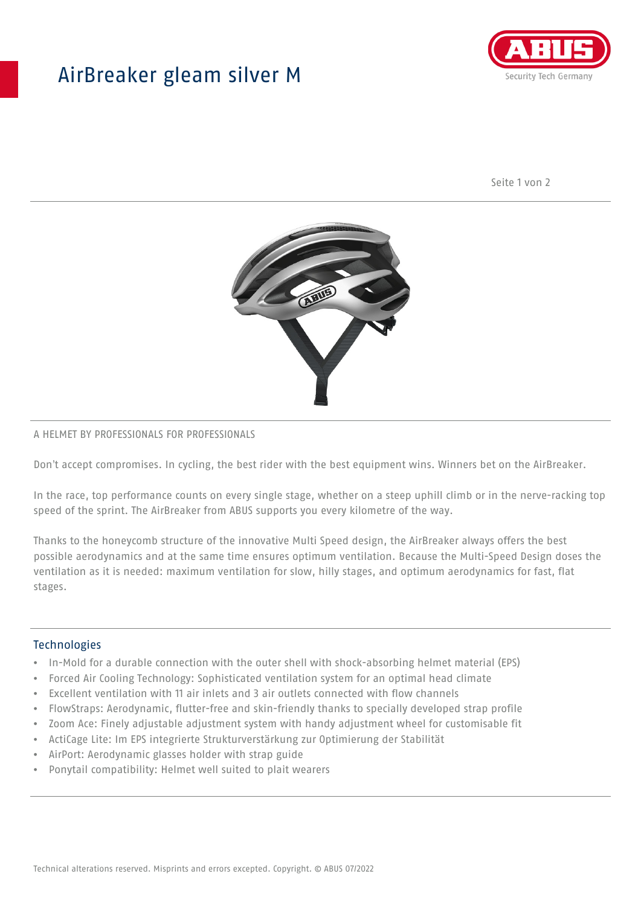# AirBreaker gleam silver M

A HELMET BY PROFESSIONALS FOR PROFESSIONALS

Don't accept compromises. In cycling, the best rider with the best equipment wins. Winners bet on the AirBreaker.

In the race, top performance counts on every single stage, whether on a steep uphill climb or in the nerve-racking top speed of the sprint. The AirBreaker from ABUS supports you every kilometre of the way.

Thanks to the honeycomb structure of the innovative Multi Speed design, the AirBreaker always offers the best possible aerodynamics and at the same time ensures optimum ventilation. Because the Multi-Speed Design doses the ventilation as it is needed: maximum ventilation for slow, hilly stages, and optimum aerodynamics for fast, flat stages.

## Technologies

- In-Mold for a durable connection with the outer shell with shock-absorbing helmet material (EPS)
- Forced Air Cooling Technology: Sophisticated ventilation system for an optimal head climate
- Excellent ventilation with 11 air inlets and 3 air outlets connected with flow channels
- FlowStraps: Aerodynamic, flutter-free and skin-friendly thanks to specially developed strap profile
- Zoom Ace: Finely adjustable adjustment system with handy adjustment wheel for customisable fit
- ActiCage Lite: Im EPS integrierte Strukturverstärkung zur Optimierung der Stabilität
- AirPort: Aerodynamic glasses holder with strap guide
- Ponytail compatibility: Helmet well suited to plait wearers

Technical alterations reserved. Misprints and errors excepted. Copyright. © ABUS 07/2022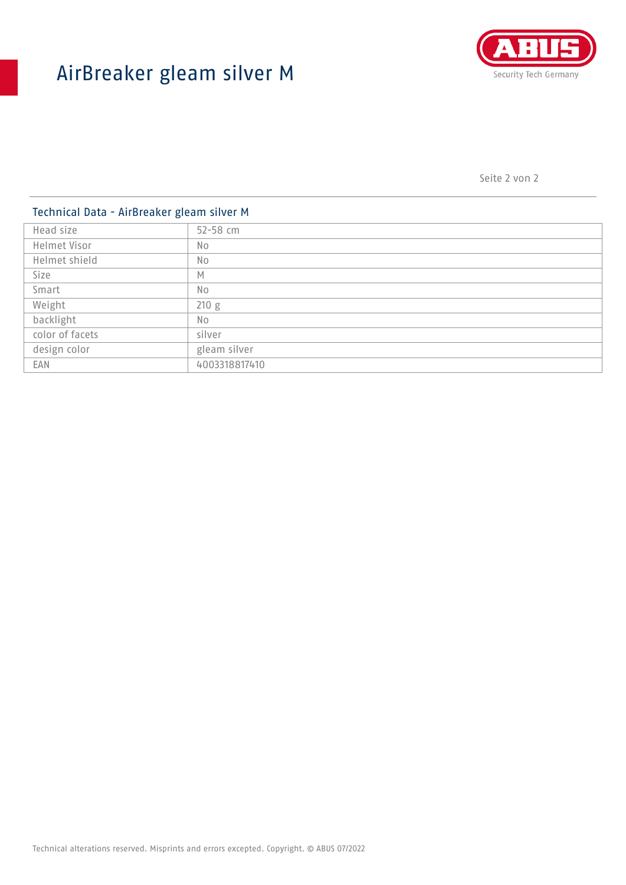# AirBreaker gleam silver M

## Technical Data - AirBreaker gleam silver M

| | |
|---|---|
| Head size | 52-58 cm |
| Helmet Visor | No |
| Helmet shield | No |
| Size | M |
| Smart | No |
| Weight | 210 g |
| backlight | No |
| color of facets | silver |
| design color | gleam silver |
| EAN | 4003318817410 |

Technical alterations reserved. Misprints and errors excepted. Copyright. © ABUS 07/2022